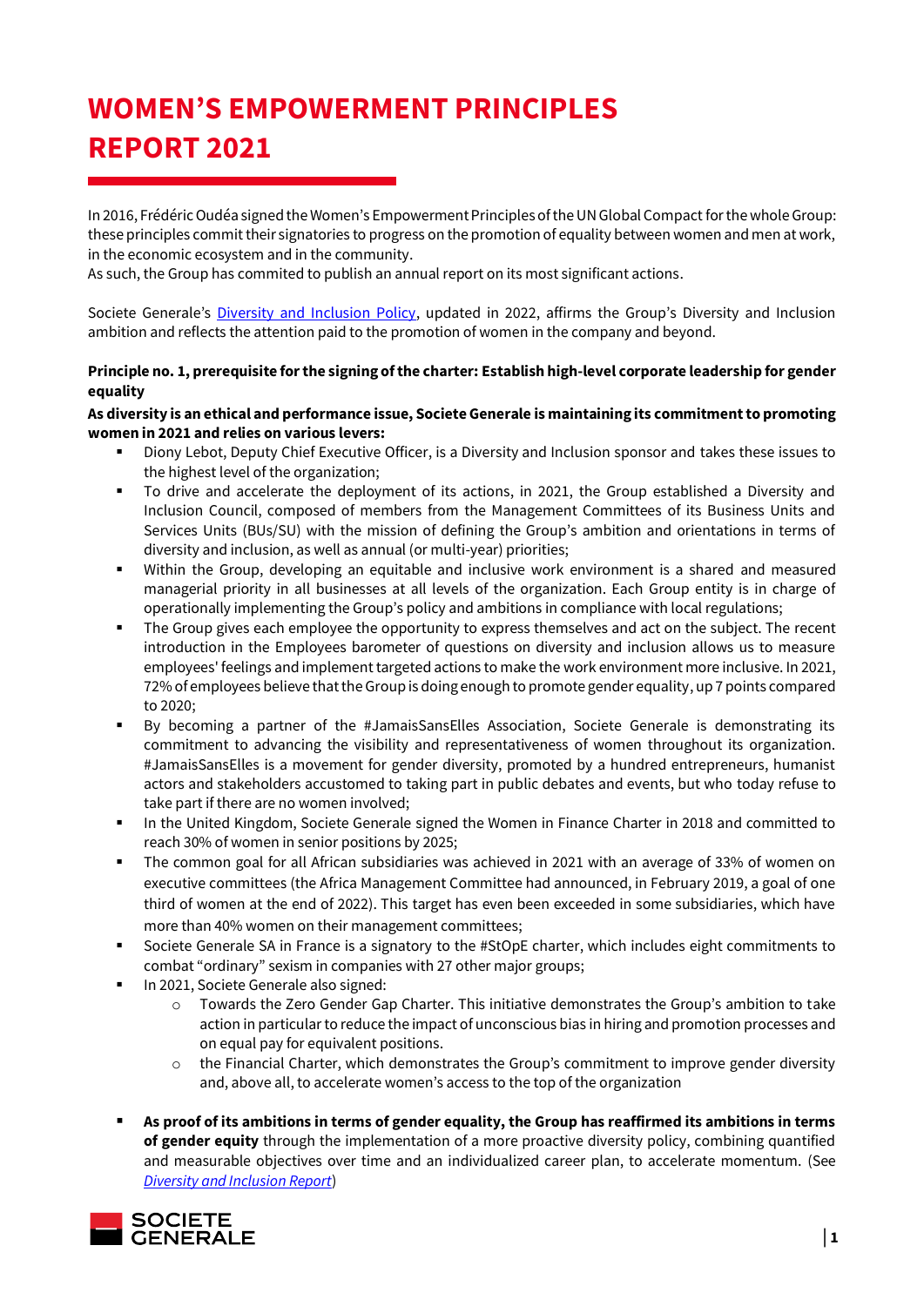# WOMEN'S EMPOWERMENT PRINCIPLES REPORT 2021

In 2016, Frédéric Oudéa signed the Women's Empowerment Principles of the UN Global Compact for the whole Group: these principles commit their signatories to progress on the promotion of equality between women and men at work, in the economic ecosystem and in the community.
As such, the Group has commited to publish an annual report on its most significant actions.

Societe Generale's Diversity and Inclusion Policy, updated in 2022, affirms the Group's Diversity and Inclusion ambition and reflects the attention paid to the promotion of women in the company and beyond.

**Principle no. 1, prerequisite for the signing of the charter: Establish high-level corporate leadership for gender equality**

**As diversity is an ethical and performance issue, Societe Generale is maintaining its commitment to promoting women in 2021 and relies on various levers:**

- Diony Lebot, Deputy Chief Executive Officer, is a Diversity and Inclusion sponsor and takes these issues to the highest level of the organization;
- To drive and accelerate the deployment of its actions, in 2021, the Group established a Diversity and Inclusion Council, composed of members from the Management Committees of its Business Units and Services Units (BUs/SU) with the mission of defining the Group's ambition and orientations in terms of diversity and inclusion, as well as annual (or multi-year) priorities;
- Within the Group, developing an equitable and inclusive work environment is a shared and measured managerial priority in all businesses at all levels of the organization. Each Group entity is in charge of operationally implementing the Group's policy and ambitions in compliance with local regulations;
- The Group gives each employee the opportunity to express themselves and act on the subject. The recent introduction in the Employees barometer of questions on diversity and inclusion allows us to measure employees' feelings and implement targeted actions to make the work environment more inclusive. In 2021, 72% of employees believe that the Group is doing enough to promote gender equality, up 7 points compared to 2020;
- By becoming a partner of the #JamaisSansElles Association, Societe Generale is demonstrating its commitment to advancing the visibility and representativeness of women throughout its organization. #JamaisSansElles is a movement for gender diversity, promoted by a hundred entrepreneurs, humanist actors and stakeholders accustomed to taking part in public debates and events, but who today refuse to take part if there are no women involved;
- In the United Kingdom, Societe Generale signed the Women in Finance Charter in 2018 and committed to reach 30% of women in senior positions by 2025;
- The common goal for all African subsidiaries was achieved in 2021 with an average of 33% of women on executive committees (the Africa Management Committee had announced, in February 2019, a goal of one third of women at the end of 2022). This target has even been exceeded in some subsidiaries, which have more than 40% women on their management committees;
- Societe Generale SA in France is a signatory to the #StOpE charter, which includes eight commitments to combat "ordinary" sexism in companies with 27 other major groups;
- In 2021, Societe Generale also signed:
  - Towards the Zero Gender Gap Charter. This initiative demonstrates the Group's ambition to take action in particular to reduce the impact of unconscious bias in hiring and promotion processes and on equal pay for equivalent positions.
  - the Financial Charter, which demonstrates the Group's commitment to improve gender diversity and, above all, to accelerate women's access to the top of the organization

- **As proof of its ambitions in terms of gender equality, the Group has reaffirmed its ambitions in terms of gender equity** through the implementation of a more proactive diversity policy, combining quantified and measurable objectives over time and an individualized career plan, to accelerate momentum. (See *Diversity and Inclusion Report*)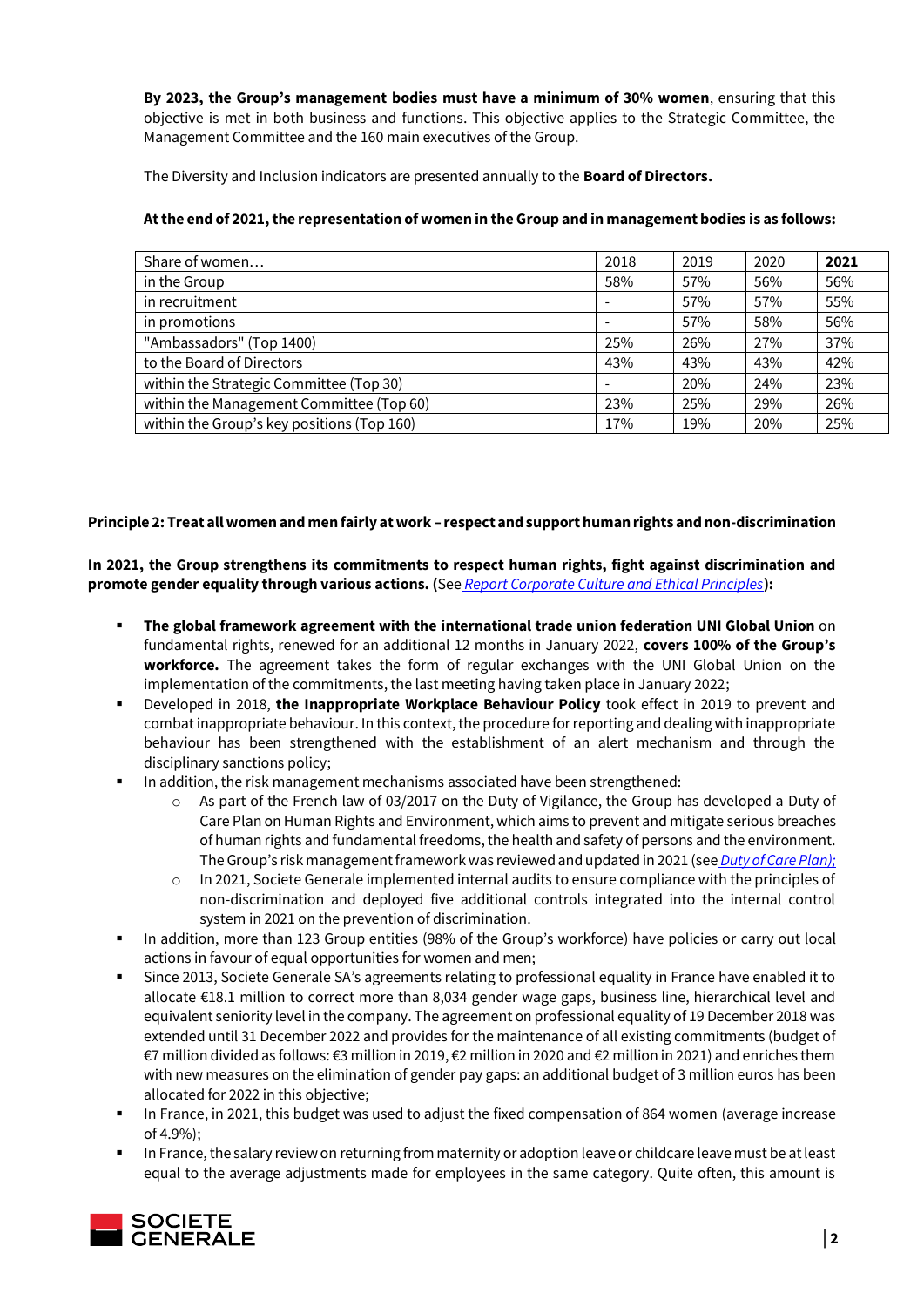**By 2023, the Group's management bodies must have a minimum of 30% women**, ensuring that this objective is met in both business and functions. This objective applies to the Strategic Committee, the Management Committee and the 160 main executives of the Group.

The Diversity and Inclusion indicators are presented annually to the **Board of Directors.**

**At the end of 2021, the representation of women in the Group and in management bodies is as follows:**

| Share of women… | 2018 | 2019 | 2020 | **2021** |
|---|---|---|---|---|
| in the Group | 58% | 57% | 56% | 56% |
| in recruitment | - | 57% | 57% | 55% |
| in promotions | - | 57% | 58% | 56% |
| "Ambassadors" (Top 1400) | 25% | 26% | 27% | 37% |
| to the Board of Directors | 43% | 43% | 43% | 42% |
| within the Strategic Committee (Top 30) | - | 20% | 24% | 23% |
| within the Management Committee (Top 60) | 23% | 25% | 29% | 26% |
| within the Group's key positions (Top 160) | 17% | 19% | 20% | 25% |

**Principle 2: Treat all women and men fairly at work – respect and support human rights and non-discrimination**

**In 2021, the Group strengthens its commitments to respect human rights, fight against discrimination and promote gender equality through various actions. (**See *Report Corporate Culture and Ethical Principles*)**:**

- **The global framework agreement with the international trade union federation UNI Global Union** on fundamental rights, renewed for an additional 12 months in January 2022, **covers 100% of the Group's workforce.** The agreement takes the form of regular exchanges with the UNI Global Union on the implementation of the commitments, the last meeting having taken place in January 2022;
- Developed in 2018, **the Inappropriate Workplace Behaviour Policy** took effect in 2019 to prevent and combat inappropriate behaviour. In this context, the procedure for reporting and dealing with inappropriate behaviour has been strengthened with the establishment of an alert mechanism and through the disciplinary sanctions policy;
- In addition, the risk management mechanisms associated have been strengthened:
    - As part of the French law of 03/2017 on the Duty of Vigilance, the Group has developed a Duty of Care Plan on Human Rights and Environment, which aims to prevent and mitigate serious breaches of human rights and fundamental freedoms, the health and safety of persons and the environment. The Group's risk management framework was reviewed and updated in 2021 (see *Duty of Care Plan);*
    - In 2021, Societe Generale implemented internal audits to ensure compliance with the principles of non-discrimination and deployed five additional controls integrated into the internal control system in 2021 on the prevention of discrimination.
- In addition, more than 123 Group entities (98% of the Group's workforce) have policies or carry out local actions in favour of equal opportunities for women and men;
- Since 2013, Societe Generale SA's agreements relating to professional equality in France have enabled it to allocate €18.1 million to correct more than 8,034 gender wage gaps, business line, hierarchical level and equivalent seniority level in the company. The agreement on professional equality of 19 December 2018 was extended until 31 December 2022 and provides for the maintenance of all existing commitments (budget of €7 million divided as follows: €3 million in 2019, €2 million in 2020 and €2 million in 2021) and enriches them with new measures on the elimination of gender pay gaps: an additional budget of 3 million euros has been allocated for 2022 in this objective;
- In France, in 2021, this budget was used to adjust the fixed compensation of 864 women (average increase of 4.9%);
- In France, the salary review on returning from maternity or adoption leave or childcare leave must be at least equal to the average adjustments made for employees in the same category. Quite often, this amount is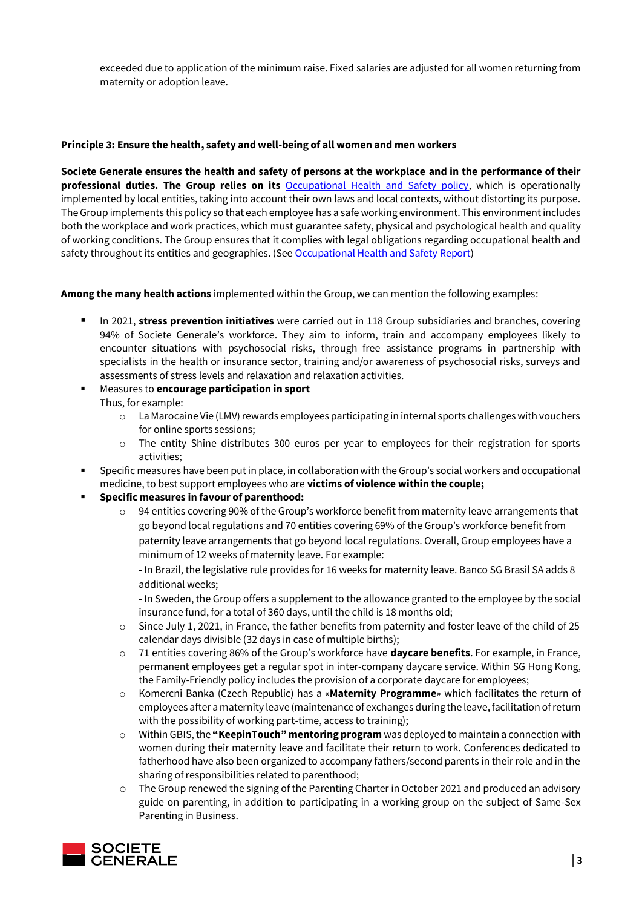exceeded due to application of the minimum raise. Fixed salaries are adjusted for all women returning from maternity or adoption leave.

**Principle 3: Ensure the health, safety and well-being of all women and men workers**

**Societe Generale ensures the health and safety of persons at the workplace and in the performance of their professional duties. The Group relies on its** [Occupational Health and Safety policy](), which is operationally implemented by local entities, taking into account their own laws and local contexts, without distorting its purpose. The Group implements this policy so that each employee has a safe working environment. This environment includes both the workplace and work practices, which must guarantee safety, physical and psychological health and quality of working conditions. The Group ensures that it complies with legal obligations regarding occupational health and safety throughout its entities and geographies. (See [Occupational Health and Safety Report]())

**Among the many health actions** implemented within the Group, we can mention the following examples:

- In 2021, **stress prevention initiatives** were carried out in 118 Group subsidiaries and branches, covering 94% of Societe Generale's workforce. They aim to inform, train and accompany employees likely to encounter situations with psychosocial risks, through free assistance programs in partnership with specialists in the health or insurance sector, training and/or awareness of psychosocial risks, surveys and assessments of stress levels and relaxation and relaxation activities.
- Measures to **encourage participation in sport**
  Thus, for example:
  - La Marocaine Vie (LMV) rewards employees participating in internal sports challenges with vouchers for online sports sessions;
  - The entity Shine distributes 300 euros per year to employees for their registration for sports activities;
- Specific measures have been put in place, in collaboration with the Group's social workers and occupational medicine, to best support employees who are **victims of violence within the couple;**
- **Specific measures in favour of parenthood:**
  - 94 entities covering 90% of the Group's workforce benefit from maternity leave arrangements that go beyond local regulations and 70 entities covering 69% of the Group's workforce benefit from paternity leave arrangements that go beyond local regulations. Overall, Group employees have a minimum of 12 weeks of maternity leave. For example:
    - In Brazil, the legislative rule provides for 16 weeks for maternity leave. Banco SG Brasil SA adds 8 additional weeks;
    - In Sweden, the Group offers a supplement to the allowance granted to the employee by the social insurance fund, for a total of 360 days, until the child is 18 months old;
  - Since July 1, 2021, in France, the father benefits from paternity and foster leave of the child of 25 calendar days divisible (32 days in case of multiple births);
  - 71 entities covering 86% of the Group's workforce have **daycare benefits**. For example, in France, permanent employees get a regular spot in inter-company daycare service. Within SG Hong Kong, the Family-Friendly policy includes the provision of a corporate daycare for employees;
  - Komercni Banka (Czech Republic) has a «**Maternity Programme**» which facilitates the return of employees after a maternity leave (maintenance of exchanges during the leave, facilitation of return with the possibility of working part-time, access to training);
  - Within GBIS, the **"KeepinTouch" mentoring program** was deployed to maintain a connection with women during their maternity leave and facilitate their return to work. Conferences dedicated to fatherhood have also been organized to accompany fathers/second parents in their role and in the sharing of responsibilities related to parenthood;
  - The Group renewed the signing of the Parenting Charter in October 2021 and produced an advisory guide on parenting, in addition to participating in a working group on the subject of Same-Sex Parenting in Business.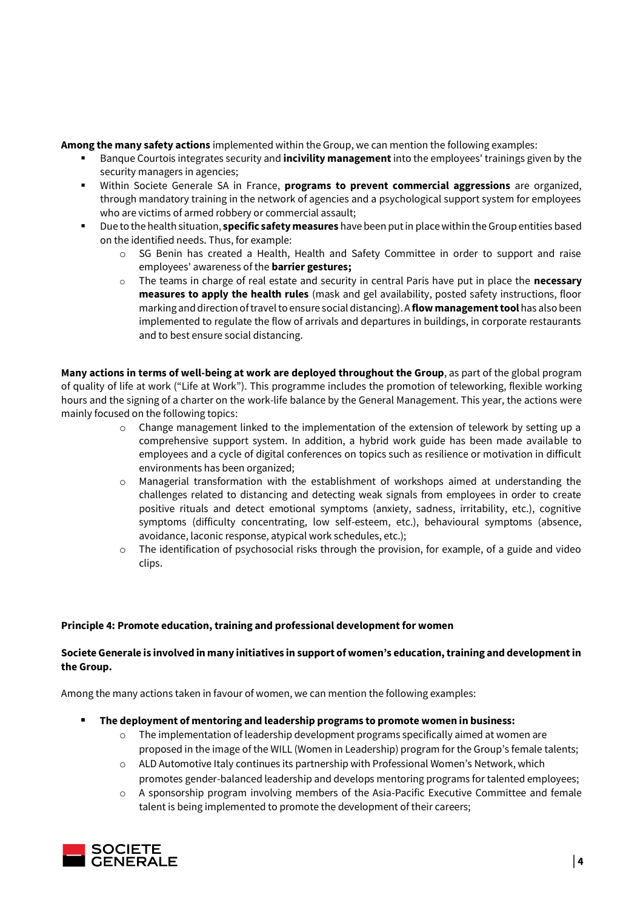**Among the many safety actions** implemented within the Group, we can mention the following examples:

- Banque Courtois integrates security and **incivility management** into the employees' trainings given by the security managers in agencies;
- Within Societe Generale SA in France, **programs to prevent commercial aggressions** are organized, through mandatory training in the network of agencies and a psychological support system for employees who are victims of armed robbery or commercial assault;
- Due to the health situation, **specific safety measures** have been put in place within the Group entities based on the identified needs. Thus, for example:
  - SG Benin has created a Health, Health and Safety Committee in order to support and raise employees' awareness of the **barrier gestures;**
  - The teams in charge of real estate and security in central Paris have put in place the **necessary measures to apply the health rules** (mask and gel availability, posted safety instructions, floor marking and direction of travel to ensure social distancing). A **flow management tool** has also been implemented to regulate the flow of arrivals and departures in buildings, in corporate restaurants and to best ensure social distancing.

**Many actions in terms of well-being at work are deployed throughout the Group**, as part of the global program of quality of life at work ("Life at Work"). This programme includes the promotion of teleworking, flexible working hours and the signing of a charter on the work-life balance by the General Management. This year, the actions were mainly focused on the following topics:

- Change management linked to the implementation of the extension of telework by setting up a comprehensive support system. In addition, a hybrid work guide has been made available to employees and a cycle of digital conferences on topics such as resilience or motivation in difficult environments has been organized;
- Managerial transformation with the establishment of workshops aimed at understanding the challenges related to distancing and detecting weak signals from employees in order to create positive rituals and detect emotional symptoms (anxiety, sadness, irritability, etc.), cognitive symptoms (difficulty concentrating, low self-esteem, etc.), behavioural symptoms (absence, avoidance, laconic response, atypical work schedules, etc.);
- The identification of psychosocial risks through the provision, for example, of a guide and video clips.

**Principle 4: Promote education, training and professional development for women**

**Societe Generale is involved in many initiatives in support of women's education, training and development in the Group.**

Among the many actions taken in favour of women, we can mention the following examples:

- **The deployment of mentoring and leadership programs to promote women in business:**
  - The implementation of leadership development programs specifically aimed at women are proposed in the image of the WILL (Women in Leadership) program for the Group's female talents;
  - ALD Automotive Italy continues its partnership with Professional Women's Network, which promotes gender-balanced leadership and develops mentoring programs for talented employees;
  - A sponsorship program involving members of the Asia-Pacific Executive Committee and female talent is being implemented to promote the development of their careers;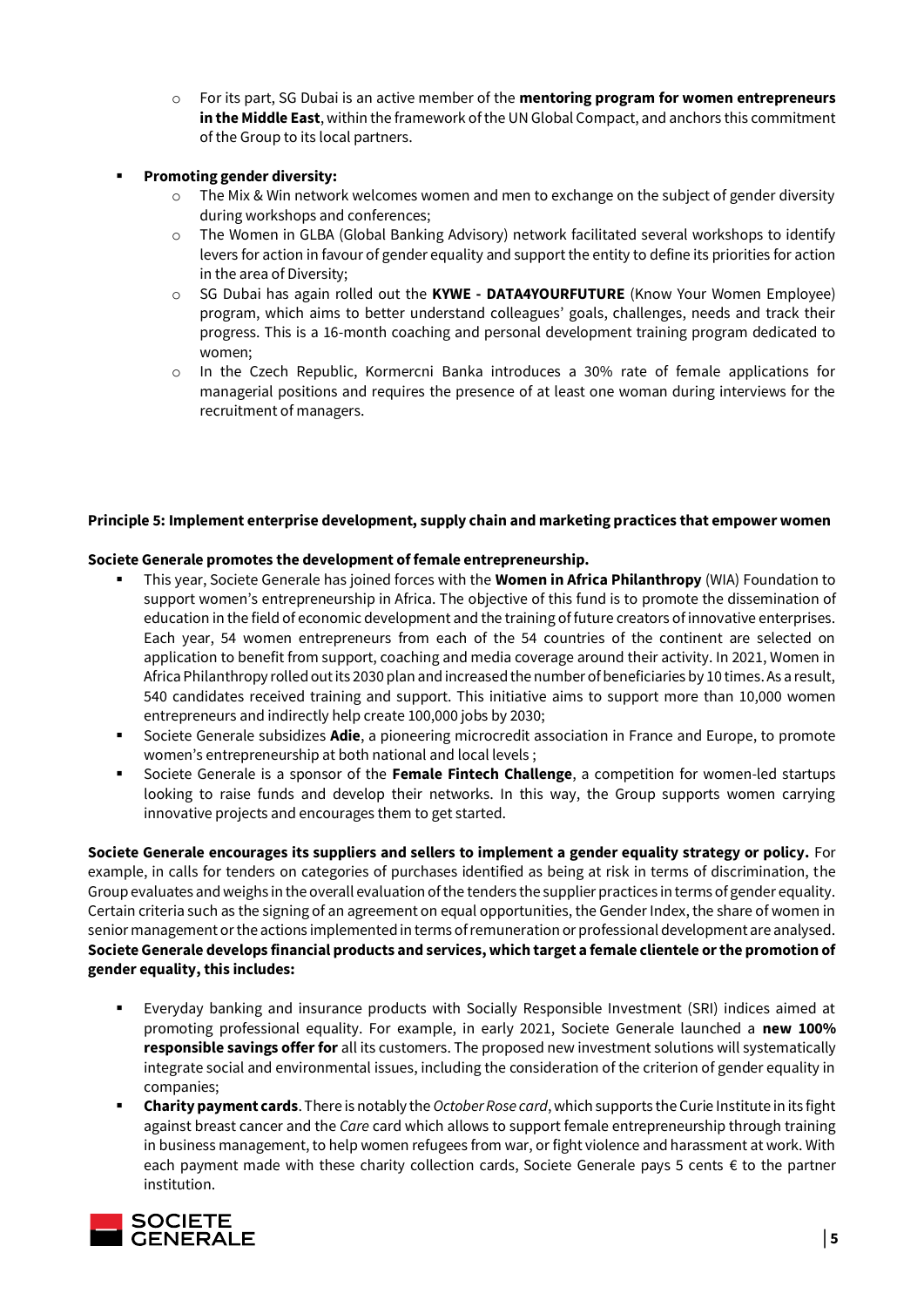- For its part, SG Dubai is an active member of the **mentoring program for women entrepreneurs in the Middle East**, within the framework of the UN Global Compact, and anchors this commitment of the Group to its local partners.

- **Promoting gender diversity:**
  - The Mix & Win network welcomes women and men to exchange on the subject of gender diversity during workshops and conferences;
  - The Women in GLBA (Global Banking Advisory) network facilitated several workshops to identify levers for action in favour of gender equality and support the entity to define its priorities for action in the area of Diversity;
  - SG Dubai has again rolled out the **KYWE - DATA4YOURFUTURE** (Know Your Women Employee) program, which aims to better understand colleagues' goals, challenges, needs and track their progress. This is a 16-month coaching and personal development training program dedicated to women;
  - In the Czech Republic, Kormercni Banka introduces a 30% rate of female applications for managerial positions and requires the presence of at least one woman during interviews for the recruitment of managers.

**Principle 5: Implement enterprise development, supply chain and marketing practices that empower women**

**Societe Generale promotes the development of female entrepreneurship.**

- This year, Societe Generale has joined forces with the **Women in Africa Philanthropy** (WIA) Foundation to support women's entrepreneurship in Africa. The objective of this fund is to promote the dissemination of education in the field of economic development and the training of future creators of innovative enterprises. Each year, 54 women entrepreneurs from each of the 54 countries of the continent are selected on application to benefit from support, coaching and media coverage around their activity. In 2021, Women in Africa Philanthropy rolled out its 2030 plan and increased the number of beneficiaries by 10 times. As a result, 540 candidates received training and support. This initiative aims to support more than 10,000 women entrepreneurs and indirectly help create 100,000 jobs by 2030;
- Societe Generale subsidizes **Adie**, a pioneering microcredit association in France and Europe, to promote women's entrepreneurship at both national and local levels ;
- Societe Generale is a sponsor of the **Female Fintech Challenge**, a competition for women-led startups looking to raise funds and develop their networks. In this way, the Group supports women carrying innovative projects and encourages them to get started.

**Societe Generale encourages its suppliers and sellers to implement a gender equality strategy or policy.** For example, in calls for tenders on categories of purchases identified as being at risk in terms of discrimination, the Group evaluates and weighs in the overall evaluation of the tenders the supplier practices in terms of gender equality. Certain criteria such as the signing of an agreement on equal opportunities, the Gender Index, the share of women in senior management or the actions implemented in terms of remuneration or professional development are analysed.

**Societe Generale develops financial products and services, which target a female clientele or the promotion of gender equality, this includes:**

- Everyday banking and insurance products with Socially Responsible Investment (SRI) indices aimed at promoting professional equality. For example, in early 2021, Societe Generale launched a **new 100% responsible savings offer for** all its customers. The proposed new investment solutions will systematically integrate social and environmental issues, including the consideration of the criterion of gender equality in companies;
- **Charity payment cards**. There is notably the *October Rose card*, which supports the Curie Institute in its fight against breast cancer and the *Care* card which allows to support female entrepreneurship through training in business management, to help women refugees from war, or fight violence and harassment at work. With each payment made with these charity collection cards, Societe Generale pays 5 cents € to the partner institution.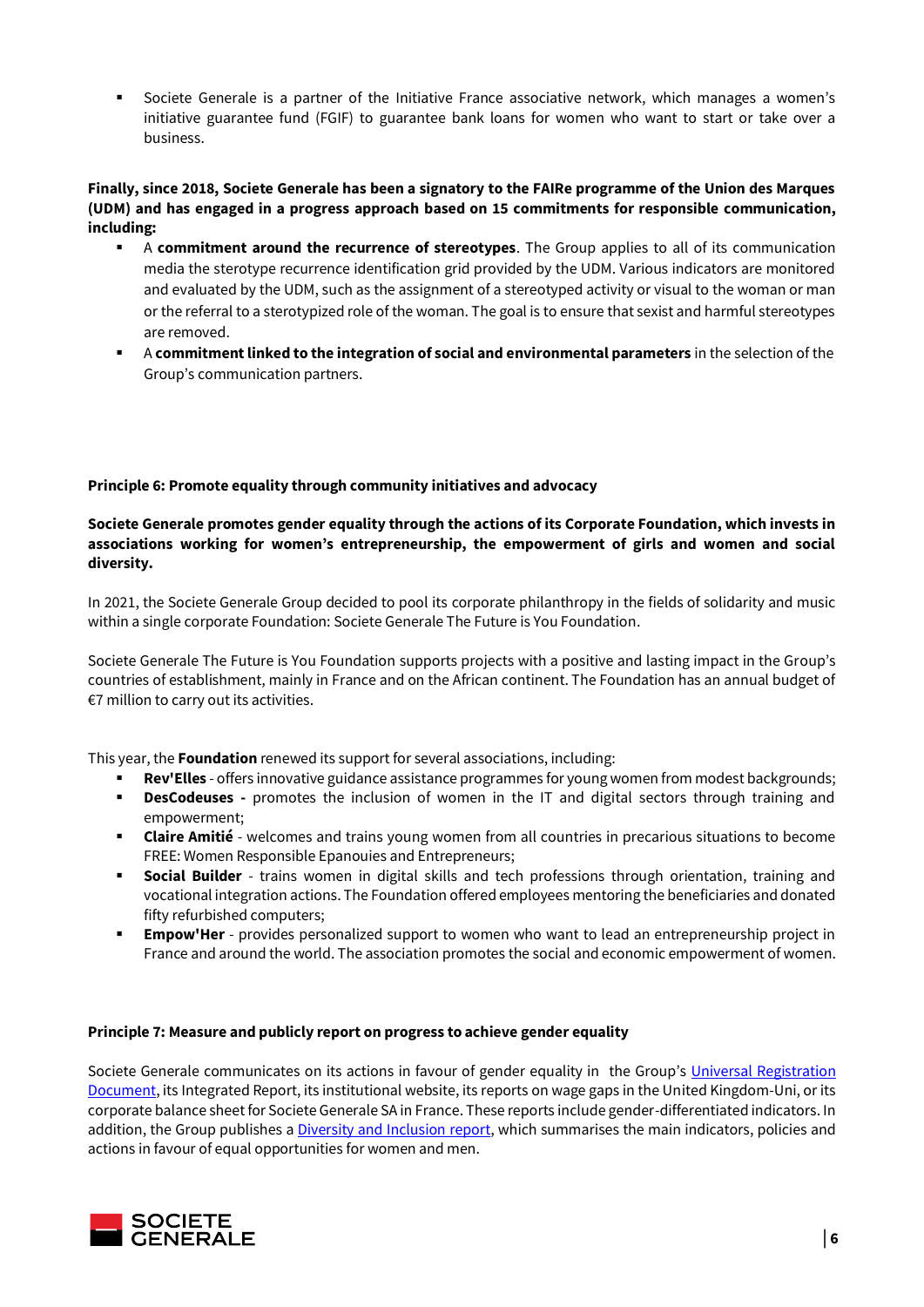- Societe Generale is a partner of the Initiative France associative network, which manages a women's initiative guarantee fund (FGIF) to guarantee bank loans for women who want to start or take over a business.

**Finally, since 2018, Societe Generale has been a signatory to the FAIRe programme of the Union des Marques (UDM) and has engaged in a progress approach based on 15 commitments for responsible communication, including:**

- A **commitment around the recurrence of stereotypes**. The Group applies to all of its communication media the sterotype recurrence identification grid provided by the UDM. Various indicators are monitored and evaluated by the UDM, such as the assignment of a stereotyped activity or visual to the woman or man or the referral to a sterotypized role of the woman. The goal is to ensure that sexist and harmful stereotypes are removed.
- A **commitment linked to the integration of social and environmental parameters** in the selection of the Group's communication partners.

**Principle 6: Promote equality through community initiatives and advocacy**

**Societe Generale promotes gender equality through the actions of its Corporate Foundation, which invests in associations working for women's entrepreneurship, the empowerment of girls and women and social diversity.**

In 2021, the Societe Generale Group decided to pool its corporate philanthropy in the fields of solidarity and music within a single corporate Foundation: Societe Generale The Future is You Foundation.

Societe Generale The Future is You Foundation supports projects with a positive and lasting impact in the Group's countries of establishment, mainly in France and on the African continent. The Foundation has an annual budget of €7 million to carry out its activities.

This year, the **Foundation** renewed its support for several associations, including:

- **Rev'Elles** - offers innovative guidance assistance programmes for young women from modest backgrounds;
- **DesCodeuses -** promotes the inclusion of women in the IT and digital sectors through training and empowerment;
- **Claire Amitié** - welcomes and trains young women from all countries in precarious situations to become FREE: Women Responsible Epanouies and Entrepreneurs;
- **Social Builder** - trains women in digital skills and tech professions through orientation, training and vocational integration actions. The Foundation offered employees mentoring the beneficiaries and donated fifty refurbished computers;
- **Empow'Her** - provides personalized support to women who want to lead an entrepreneurship project in France and around the world. The association promotes the social and economic empowerment of women.

**Principle 7: Measure and publicly report on progress to achieve gender equality**

Societe Generale communicates on its actions in favour of gender equality in the Group's Universal Registration Document, its Integrated Report, its institutional website, its reports on wage gaps in the United Kingdom-Uni, or its corporate balance sheet for Societe Generale SA in France. These reports include gender-differentiated indicators. In addition, the Group publishes a Diversity and Inclusion report, which summarises the main indicators, policies and actions in favour of equal opportunities for women and men.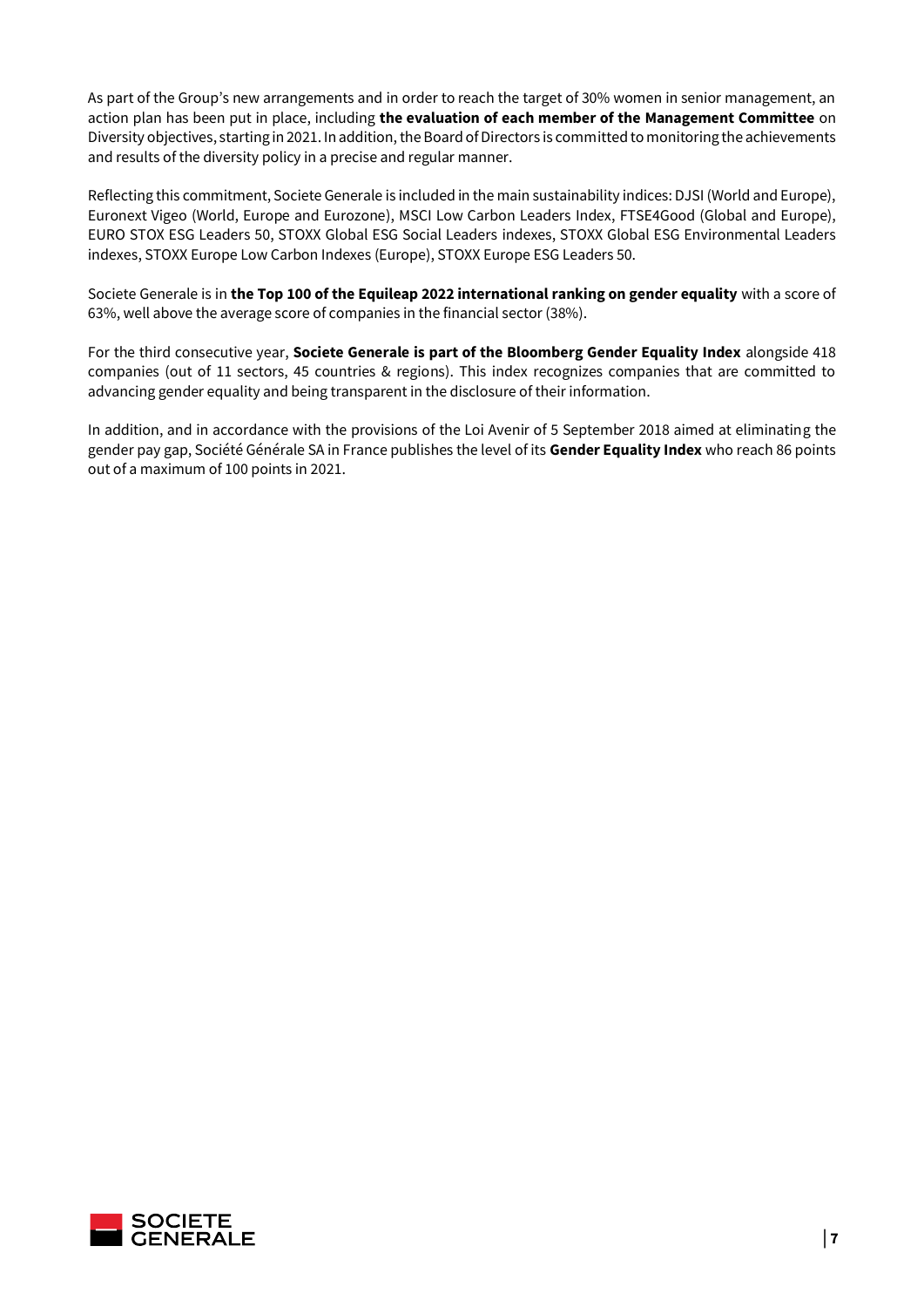As part of the Group's new arrangements and in order to reach the target of 30% women in senior management, an action plan has been put in place, including **the evaluation of each member of the Management Committee** on Diversity objectives, starting in 2021. In addition, the Board of Directors is committed to monitoring the achievements and results of the diversity policy in a precise and regular manner.

Reflecting this commitment, Societe Generale is included in the main sustainability indices: DJSI (World and Europe), Euronext Vigeo (World, Europe and Eurozone), MSCI Low Carbon Leaders Index, FTSE4Good (Global and Europe), EURO STOX ESG Leaders 50, STOXX Global ESG Social Leaders indexes, STOXX Global ESG Environmental Leaders indexes, STOXX Europe Low Carbon Indexes (Europe), STOXX Europe ESG Leaders 50.

Societe Generale is in **the Top 100 of the Equileap 2022 international ranking on gender equality** with a score of 63%, well above the average score of companies in the financial sector (38%).

For the third consecutive year, **Societe Generale is part of the Bloomberg Gender Equality Index** alongside 418 companies (out of 11 sectors, 45 countries & regions). This index recognizes companies that are committed to advancing gender equality and being transparent in the disclosure of their information.

In addition, and in accordance with the provisions of the Loi Avenir of 5 September 2018 aimed at eliminating the gender pay gap, Société Générale SA in France publishes the level of its **Gender Equality Index** who reach 86 points out of a maximum of 100 points in 2021.